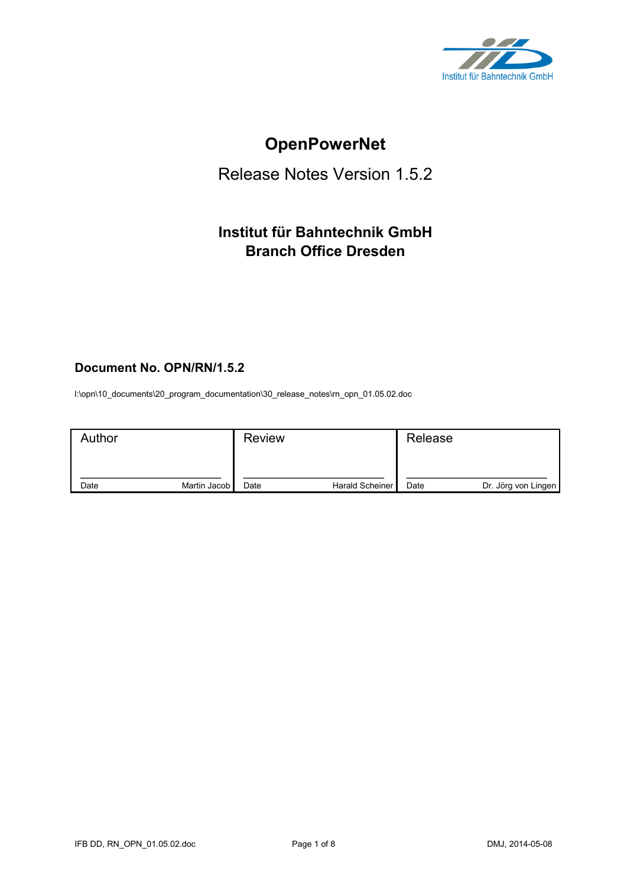Institut für Bahntechnik GmbH

# OpenPowerNet

## Release Notes Version 1.5.2

### Institut für Bahntechnik GmbH
### Branch Office Dresden

**Document No. OPN/RN/1.5.2**

I:\opn\10_documents\20_program_documentation\30_release_notes\rn_opn_01.05.02.doc

| Author | Review | Release |
|---|---|---|
| Date Martin Jacob | Date Harald Scheiner | Date Dr. Jörg von Lingen |

IFB DD, RN_OPN_01.05.02.doc

DMJ, 2014-05-08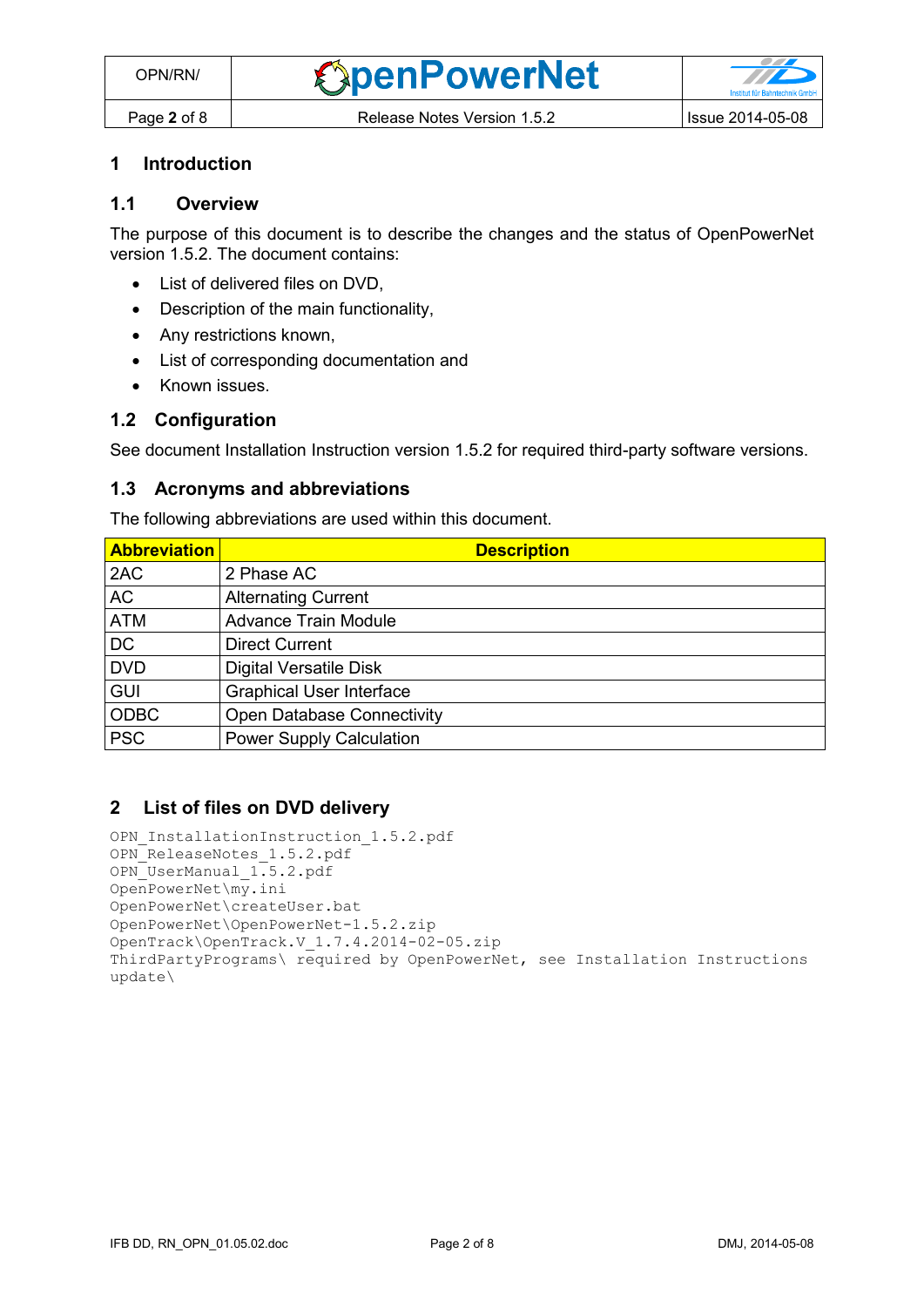# 1 Introduction

## 1.1 Overview

The purpose of this document is to describe the changes and the status of OpenPowerNet version 1.5.2. The document contains:

- List of delivered files on DVD,
- Description of the main functionality,
- Any restrictions known,
- List of corresponding documentation and
- Known issues.

## 1.2 Configuration

See document Installation Instruction version 1.5.2 for required third-party software versions.

## 1.3 Acronyms and abbreviations

The following abbreviations are used within this document.

| Abbreviation | Description |
|---|---|
| 2AC | 2 Phase AC |
| AC | Alternating Current |
| ATM | Advance Train Module |
| DC | Direct Current |
| DVD | Digital Versatile Disk |
| GUI | Graphical User Interface |
| ODBC | Open Database Connectivity |
| PSC | Power Supply Calculation |

# 2 List of files on DVD delivery

```
OPN_InstallationInstruction_1.5.2.pdf
OPN_ReleaseNotes_1.5.2.pdf
OPN_UserManual_1.5.2.pdf
OpenPowerNet\my.ini
OpenPowerNet\createUser.bat
OpenPowerNet\OpenPowerNet-1.5.2.zip
OpenTrack\OpenTrack.V_1.7.4.2014-02-05.zip
ThirdPartyPrograms\ required by OpenPowerNet, see Installation Instructions
update\
```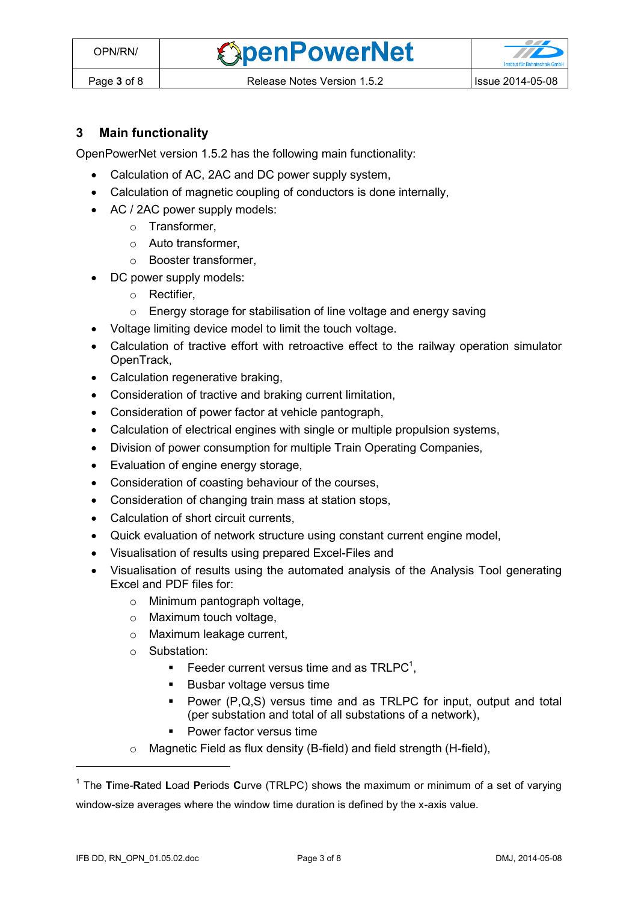## 3 Main functionality

OpenPowerNet version 1.5.2 has the following main functionality:

- Calculation of AC, 2AC and DC power supply system,
- Calculation of magnetic coupling of conductors is done internally,
- AC / 2AC power supply models:
  - Transformer,
  - Auto transformer,
  - Booster transformer,
- DC power supply models:
  - Rectifier,
  - Energy storage for stabilisation of line voltage and energy saving
- Voltage limiting device model to limit the touch voltage.
- Calculation of tractive effort with retroactive effect to the railway operation simulator OpenTrack,
- Calculation regenerative braking,
- Consideration of tractive and braking current limitation,
- Consideration of power factor at vehicle pantograph,
- Calculation of electrical engines with single or multiple propulsion systems,
- Division of power consumption for multiple Train Operating Companies,
- Evaluation of engine energy storage,
- Consideration of coasting behaviour of the courses,
- Consideration of changing train mass at station stops,
- Calculation of short circuit currents,
- Quick evaluation of network structure using constant current engine model,
- Visualisation of results using prepared Excel-Files and
- Visualisation of results using the automated analysis of the Analysis Tool generating Excel and PDF files for:
  - Minimum pantograph voltage,
  - Maximum touch voltage,
  - Maximum leakage current,
  - Substation:
    - Feeder current versus time and as TRLPC[1],
    - Busbar voltage versus time
    - Power (P,Q,S) versus time and as TRLPC for input, output and total (per substation and total of all substations of a network),
    - Power factor versus time
  - Magnetic Field as flux density (B-field) and field strength (H-field),

---

[1] The **T**ime-**R**ated **L**oad **P**eriods **C**urve (TRLPC) shows the maximum or minimum of a set of varying window-size averages where the window time duration is defined by the x-axis value.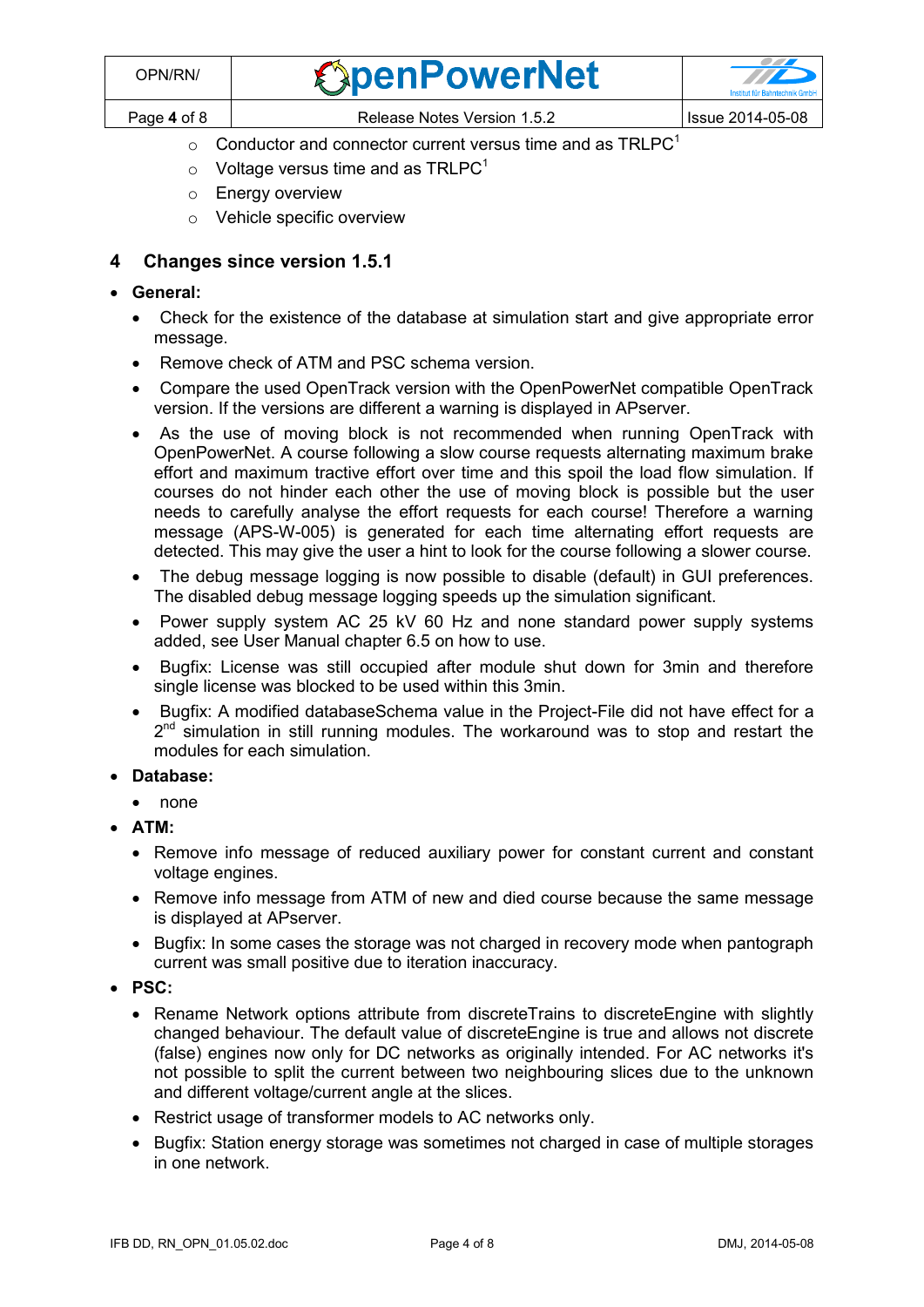- Conductor and connector current versus time and as TRLPC[1]
- Voltage versus time and as TRLPC[1]
- Energy overview
- Vehicle specific overview

## 4 Changes since version 1.5.1

- **General:**
  - Check for the existence of the database at simulation start and give appropriate error message.
  - Remove check of ATM and PSC schema version.
  - Compare the used OpenTrack version with the OpenPowerNet compatible OpenTrack version. If the versions are different a warning is displayed in APserver.
  - As the use of moving block is not recommended when running OpenTrack with OpenPowerNet. A course following a slow course requests alternating maximum brake effort and maximum tractive effort over time and this spoil the load flow simulation. If courses do not hinder each other the use of moving block is possible but the user needs to carefully analyse the effort requests for each course! Therefore a warning message (APS-W-005) is generated for each time alternating effort requests are detected. This may give the user a hint to look for the course following a slower course.
  - The debug message logging is now possible to disable (default) in GUI preferences. The disabled debug message logging speeds up the simulation significant.
  - Power supply system AC 25 kV 60 Hz and none standard power supply systems added, see User Manual chapter 6.5 on how to use.
  - Bugfix: License was still occupied after module shut down for 3min and therefore single license was blocked to be used within this 3min.
  - Bugfix: A modified databaseSchema value in the Project-File did not have effect for a 2nd simulation in still running modules. The workaround was to stop and restart the modules for each simulation.
- **Database:**
  - none
- **ATM:**
  - Remove info message of reduced auxiliary power for constant current and constant voltage engines.
  - Remove info message from ATM of new and died course because the same message is displayed at APserver.
  - Bugfix: In some cases the storage was not charged in recovery mode when pantograph current was small positive due to iteration inaccuracy.
- **PSC:**
  - Rename Network options attribute from discreteTrains to discreteEngine with slightly changed behaviour. The default value of discreteEngine is true and allows not discrete (false) engines now only for DC networks as originally intended. For AC networks it's not possible to split the current between two neighbouring slices due to the unknown and different voltage/current angle at the slices.
  - Restrict usage of transformer models to AC networks only.
  - Bugfix: Station energy storage was sometimes not charged in case of multiple storages in one network.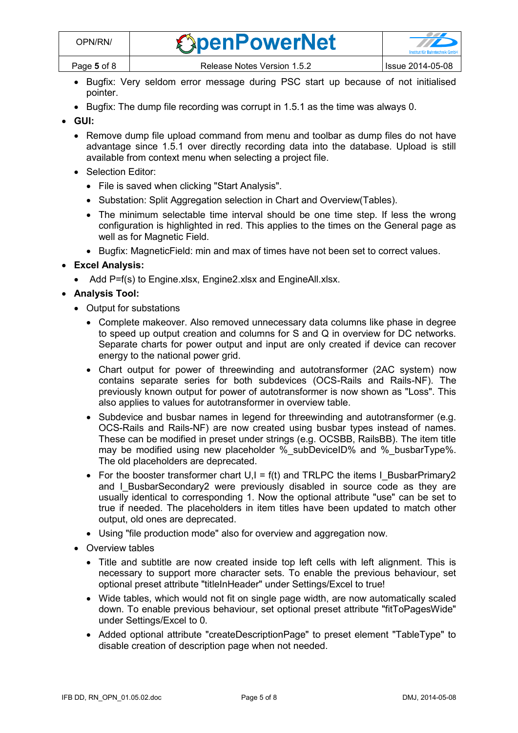- Bugfix: Very seldom error message during PSC start up because of not initialised pointer.
- Bugfix: The dump file recording was corrupt in 1.5.1 as the time was always 0.

- **GUI:**
  - Remove dump file upload command from menu and toolbar as dump files do not have advantage since 1.5.1 over directly recording data into the database. Upload is still available from context menu when selecting a project file.
  - Selection Editor:
    - File is saved when clicking "Start Analysis".
    - Substation: Split Aggregation selection in Chart and Overview(Tables).
    - The minimum selectable time interval should be one time step. If less the wrong configuration is highlighted in red. This applies to the times on the General page as well as for Magnetic Field.
    - Bugfix: MagneticField: min and max of times have not been set to correct values.
- **Excel Analysis:**
  - Add P=f(s) to Engine.xlsx, Engine2.xlsx and EngineAll.xlsx.
- **Analysis Tool:**
  - Output for substations
    - Complete makeover. Also removed unnecessary data columns like phase in degree to speed up output creation and columns for S and Q in overview for DC networks. Separate charts for power output and input are only created if device can recover energy to the national power grid.
    - Chart output for power of threewinding and autotransformer (2AC system) now contains separate series for both subdevices (OCS-Rails and Rails-NF). The previously known output for power of autotransformer is now shown as "Loss". This also applies to values for autotransformer in overview table.
    - Subdevice and busbar names in legend for threewinding and autotransformer (e.g. OCS-Rails and Rails-NF) are now created using busbar types instead of names. These can be modified in preset under strings (e.g. OCSBB, RailsBB). The item title may be modified using new placeholder %_subDeviceID% and %_busbarType%. The old placeholders are deprecated.
    - For the booster transformer chart U,I = f(t) and TRLPC the items I_BusbarPrimary2 and I_BusbarSecondary2 were previously disabled in source code as they are usually identical to corresponding 1. Now the optional attribute "use" can be set to true if needed. The placeholders in item titles have been updated to match other output, old ones are deprecated.
    - Using "file production mode" also for overview and aggregation now.
  - Overview tables
    - Title and subtitle are now created inside top left cells with left alignment. This is necessary to support more character sets. To enable the previous behaviour, set optional preset attribute "titleInHeader" under Settings/Excel to true!
    - Wide tables, which would not fit on single page width, are now automatically scaled down. To enable previous behaviour, set optional preset attribute "fitToPagesWide" under Settings/Excel to 0.
    - Added optional attribute "createDescriptionPage" to preset element "TableType" to disable creation of description page when not needed.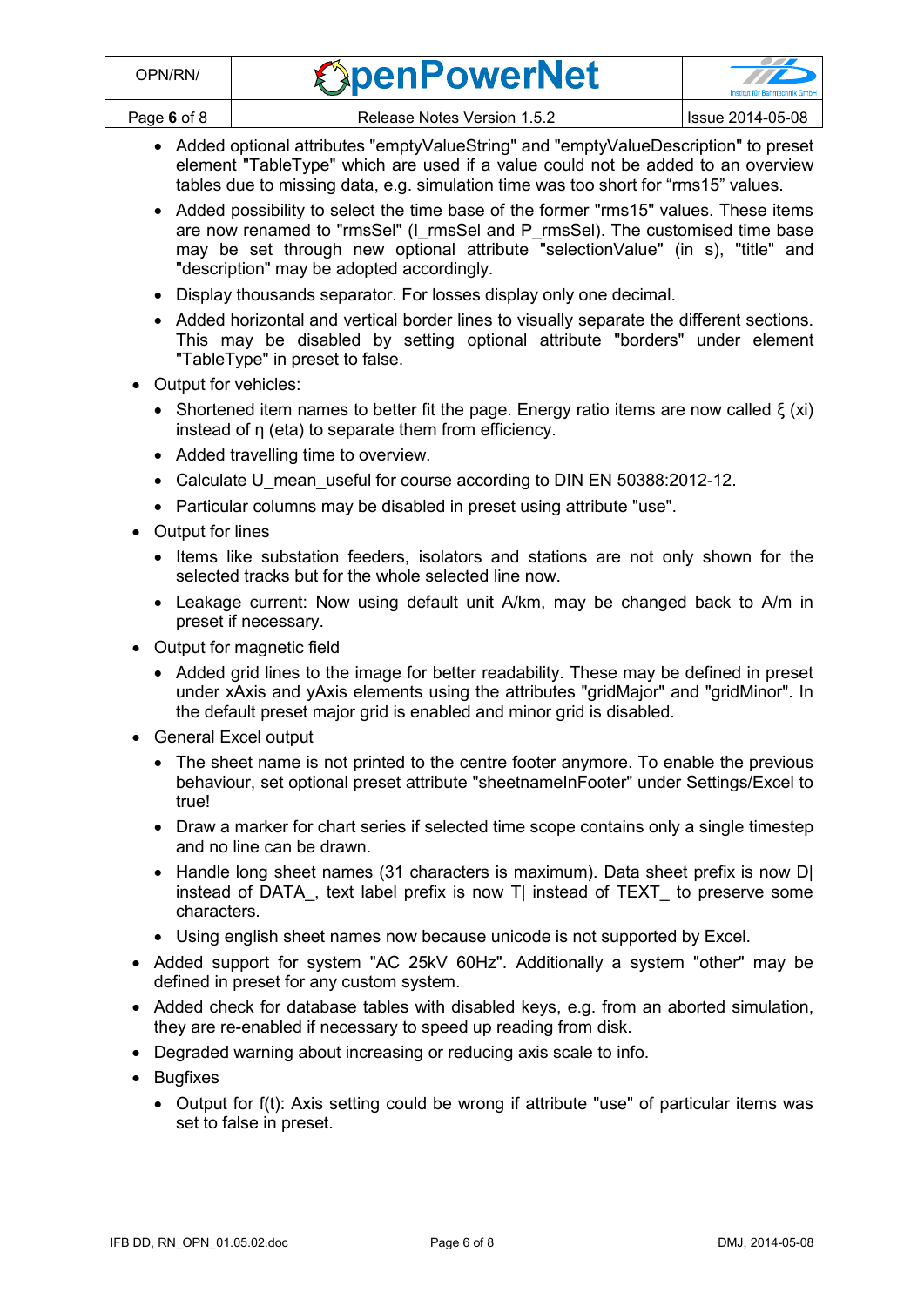- Added optional attributes "emptyValueString" and "emptyValueDescription" to preset element "TableType" which are used if a value could not be added to an overview tables due to missing data, e.g. simulation time was too short for “rms15” values.
  - Added possibility to select the time base of the former "rms15" values. These items are now renamed to "rmsSel" (I_rmsSel and P_rmsSel). The customised time base may be set through new optional attribute "selectionValue" (in s), "title" and "description" may be adopted accordingly.
  - Display thousands separator. For losses display only one decimal.
  - Added horizontal and vertical border lines to visually separate the different sections. This may be disabled by setting optional attribute "borders" under element "TableType" in preset to false.
- Output for vehicles:
  - Shortened item names to better fit the page. Energy ratio items are now called ξ (xi) instead of η (eta) to separate them from efficiency.
  - Added travelling time to overview.
  - Calculate U_mean_useful for course according to DIN EN 50388:2012-12.
  - Particular columns may be disabled in preset using attribute "use".
- Output for lines
  - Items like substation feeders, isolators and stations are not only shown for the selected tracks but for the whole selected line now.
  - Leakage current: Now using default unit A/km, may be changed back to A/m in preset if necessary.
- Output for magnetic field
  - Added grid lines to the image for better readability. These may be defined in preset under xAxis and yAxis elements using the attributes "gridMajor" and "gridMinor". In the default preset major grid is enabled and minor grid is disabled.
- General Excel output
  - The sheet name is not printed to the centre footer anymore. To enable the previous behaviour, set optional preset attribute "sheetnameInFooter" under Settings/Excel to true!
  - Draw a marker for chart series if selected time scope contains only a single timestep and no line can be drawn.
  - Handle long sheet names (31 characters is maximum). Data sheet prefix is now D| instead of DATA_, text label prefix is now T| instead of TEXT_ to preserve some characters.
  - Using english sheet names now because unicode is not supported by Excel.
- Added support for system "AC 25kV 60Hz". Additionally a system "other" may be defined in preset for any custom system.
- Added check for database tables with disabled keys, e.g. from an aborted simulation, they are re-enabled if necessary to speed up reading from disk.
- Degraded warning about increasing or reducing axis scale to info.
- Bugfixes
  - Output for f(t): Axis setting could be wrong if attribute "use" of particular items was set to false in preset.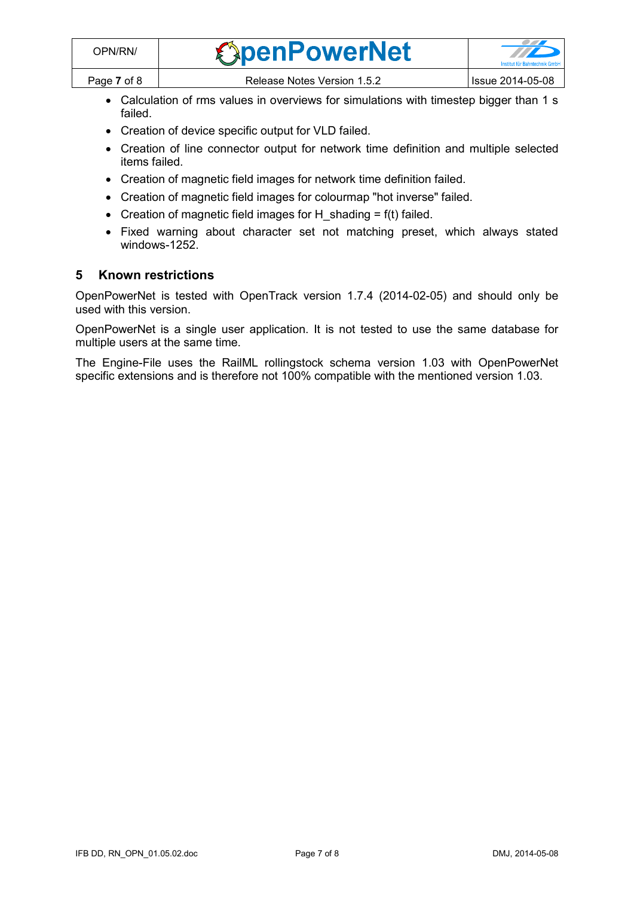- Calculation of rms values in overviews for simulations with timestep bigger than 1 s failed.
- Creation of device specific output for VLD failed.
- Creation of line connector output for network time definition and multiple selected items failed.
- Creation of magnetic field images for network time definition failed.
- Creation of magnetic field images for colourmap "hot inverse" failed.
- Creation of magnetic field images for H_shading = f(t) failed.
- Fixed warning about character set not matching preset, which always stated windows-1252.

## 5 Known restrictions

OpenPowerNet is tested with OpenTrack version 1.7.4 (2014-02-05) and should only be used with this version.

OpenPowerNet is a single user application. It is not tested to use the same database for multiple users at the same time.

The Engine-File uses the RailML rollingstock schema version 1.03 with OpenPowerNet specific extensions and is therefore not 100% compatible with the mentioned version 1.03.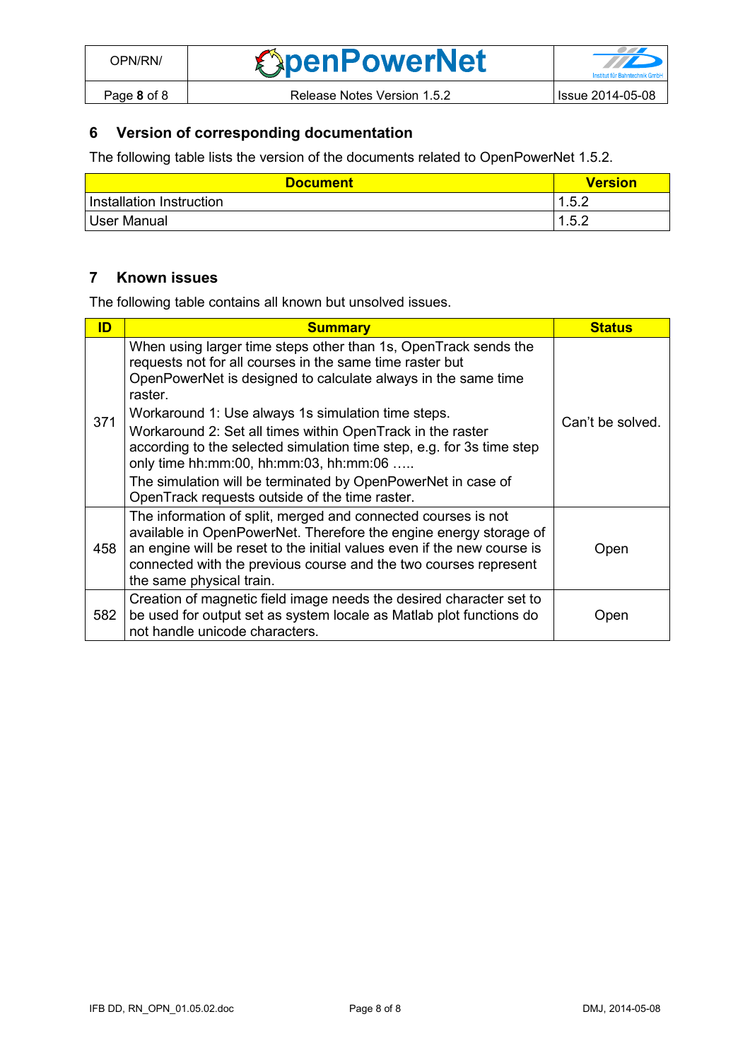## 6 Version of corresponding documentation

The following table lists the version of the documents related to OpenPowerNet 1.5.2.

| Document | Version |
|---|---|
| Installation Instruction | 1.5.2 |
| User Manual | 1.5.2 |

## 7 Known issues

The following table contains all known but unsolved issues.

| ID | Summary | Status |
|---|---|---|
| 371 | When using larger time steps other than 1s, OpenTrack sends the requests not for all courses in the same time raster but OpenPowerNet is designed to calculate always in the same time raster.<br>Workaround 1: Use always 1s simulation time steps.<br>Workaround 2: Set all times within OpenTrack in the raster according to the selected simulation time step, e.g. for 3s time step only time hh:mm:00, hh:mm:03, hh:mm:06 …..<br>The simulation will be terminated by OpenPowerNet in case of OpenTrack requests outside of the time raster. | Can't be solved. |
| 458 | The information of split, merged and connected courses is not available in OpenPowerNet. Therefore the engine energy storage of an engine will be reset to the initial values even if the new course is connected with the previous course and the two courses represent the same physical train. | Open |
| 582 | Creation of magnetic field image needs the desired character set to be used for output set as system locale as Matlab plot functions do not handle unicode characters. | Open |